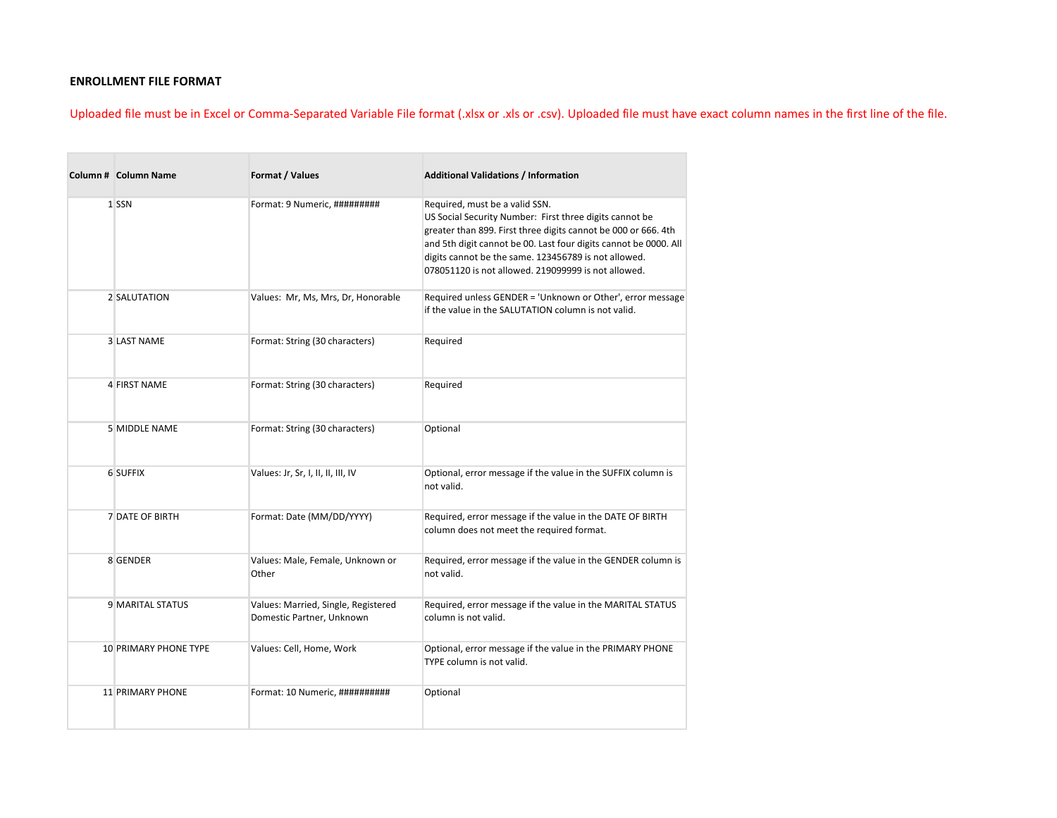**ENROLLMENT FILE FORMAT**

Uploaded file must be in Excel or Comma-Separated Variable File format (.xlsx or .xls or .csv). Uploaded file must have exact column names in the first line of the file.

| Column # | Column Name | Format / Values | Additional Validations / Information |
|---|---|---|---|
| 1 | SSN | Format: 9 Numeric, ######### | Required, must be a valid SSN.<br>US Social Security Number: First three digits cannot be greater than 899. First three digits cannot be 000 or 666. 4th and 5th digit cannot be 00. Last four digits cannot be 0000. All digits cannot be the same. 123456789 is not allowed. 078051120 is not allowed. 219099999 is not allowed. |
| 2 | SALUTATION | Values: Mr, Ms, Mrs, Dr, Honorable | Required unless GENDER = 'Unknown or Other', error message if the value in the SALUTATION column is not valid. |
| 3 | LAST NAME | Format: String (30 characters) | Required |
| 4 | FIRST NAME | Format: String (30 characters) | Required |
| 5 | MIDDLE NAME | Format: String (30 characters) | Optional |
| 6 | SUFFIX | Values: Jr, Sr, I, II, III, IV | Optional, error message if the value in the SUFFIX column is not valid. |
| 7 | DATE OF BIRTH | Format: Date (MM/DD/YYYY) | Required, error message if the value in the DATE OF BIRTH column does not meet the required format. |
| 8 | GENDER | Values: Male, Female, Unknown or Other | Required, error message if the value in the GENDER column is not valid. |
| 9 | MARITAL STATUS | Values: Married, Single, Registered Domestic Partner, Unknown | Required, error message if the value in the MARITAL STATUS column is not valid. |
| 10 | PRIMARY PHONE TYPE | Values: Cell, Home, Work | Optional, error message if the value in the PRIMARY PHONE TYPE column is not valid. |
| 11 | PRIMARY PHONE | Format: 10 Numeric, ########## | Optional |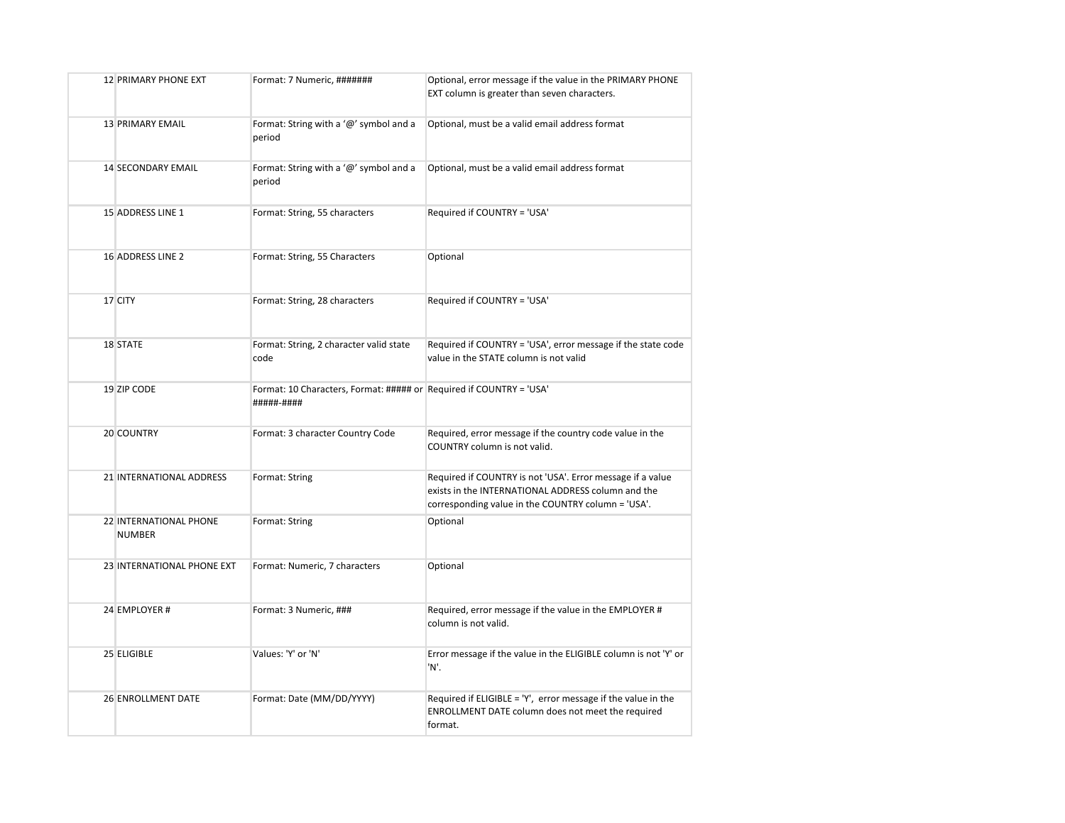| | | | |
|---|---|---|---|
| 12 | PRIMARY PHONE EXT | Format: 7 Numeric, ####### | Optional, error message if the value in the PRIMARY PHONE EXT column is greater than seven characters. |
| 13 | PRIMARY EMAIL | Format: String with a '@' symbol and a period | Optional, must be a valid email address format |
| 14 | SECONDARY EMAIL | Format: String with a '@' symbol and a period | Optional, must be a valid email address format |
| 15 | ADDRESS LINE 1 | Format: String, 55 characters | Required if COUNTRY = 'USA' |
| 16 | ADDRESS LINE 2 | Format: String, 55 Characters | Optional |
| 17 | CITY | Format: String, 28 characters | Required if COUNTRY = 'USA' |
| 18 | STATE | Format: String, 2 character valid state code | Required if COUNTRY = 'USA', error message if the state code value in the STATE column is not valid |
| 19 | ZIP CODE | Format: 10 Characters, Format: ##### or #####-#### | Required if COUNTRY = 'USA' |
| 20 | COUNTRY | Format: 3 character Country Code | Required, error message if the country code value in the COUNTRY column is not valid. |
| 21 | INTERNATIONAL ADDRESS | Format: String | Required if COUNTRY is not 'USA'. Error message if a value exists in the INTERNATIONAL ADDRESS column and the corresponding value in the COUNTRY column = 'USA'. |
| 22 | INTERNATIONAL PHONE NUMBER | Format: String | Optional |
| 23 | INTERNATIONAL PHONE EXT | Format: Numeric, 7 characters | Optional |
| 24 | EMPLOYER # | Format: 3 Numeric, ### | Required, error message if the value in the EMPLOYER # column is not valid. |
| 25 | ELIGIBLE | Values: 'Y' or 'N' | Error message if the value in the ELIGIBLE column is not 'Y' or 'N'. |
| 26 | ENROLLMENT DATE | Format: Date (MM/DD/YYYY) | Required if ELIGIBLE = 'Y', error message if the value in the ENROLLMENT DATE column does not meet the required format. |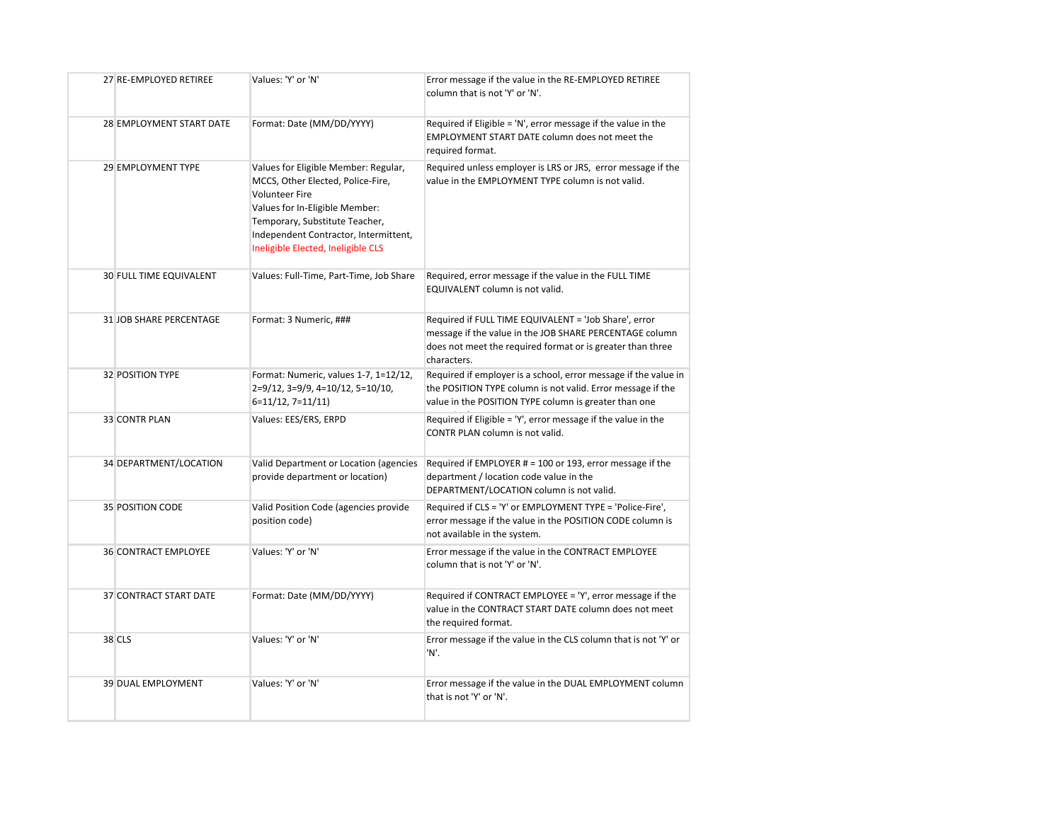| | | | |
|---|---|---|---|
| 27 | RE-EMPLOYED RETIREE | Values: 'Y' or 'N' | Error message if the value in the RE-EMPLOYED RETIREE column that is not 'Y' or 'N'. |
| 28 | EMPLOYMENT START DATE | Format: Date (MM/DD/YYYY) | Required if Eligible = 'N', error message if the value in the EMPLOYMENT START DATE column does not meet the required format. |
| 29 | EMPLOYMENT TYPE | Values for Eligible Member: Regular, MCCS, Other Elected, Police-Fire, Volunteer Fire<br>Values for In-Eligible Member: Temporary, Substitute Teacher, Independent Contractor, Intermittent, Ineligible Elected, Ineligible CLS | Required unless employer is LRS or JRS, error message if the value in the EMPLOYMENT TYPE column is not valid. |
| 30 | FULL TIME EQUIVALENT | Values: Full-Time, Part-Time, Job Share | Required, error message if the value in the FULL TIME EQUIVALENT column is not valid. |
| 31 | JOB SHARE PERCENTAGE | Format: 3 Numeric, ### | Required if FULL TIME EQUIVALENT = 'Job Share', error message if the value in the JOB SHARE PERCENTAGE column does not meet the required format or is greater than three characters. |
| 32 | POSITION TYPE | Format: Numeric, values 1-7, 1=12/12, 2=9/12, 3=9/9, 4=10/12, 5=10/10, 6=11/12, 7=11/11) | Required if employer is a school, error message if the value in the POSITION TYPE column is not valid. Error message if the value in the POSITION TYPE column is greater than one |
| 33 | CONTR PLAN | Values: EES/ERS, ERPD | Required if Eligible = 'Y', error message if the value in the CONTR PLAN column is not valid. |
| 34 | DEPARTMENT/LOCATION | Valid Department or Location (agencies provide department or location) | Required if EMPLOYER # = 100 or 193, error message if the department / location code value in the DEPARTMENT/LOCATION column is not valid. |
| 35 | POSITION CODE | Valid Position Code (agencies provide position code) | Required if CLS = 'Y' or EMPLOYMENT TYPE = 'Police-Fire', error message if the value in the POSITION CODE column is not available in the system. |
| 36 | CONTRACT EMPLOYEE | Values: 'Y' or 'N' | Error message if the value in the CONTRACT EMPLOYEE column that is not 'Y' or 'N'. |
| 37 | CONTRACT START DATE | Format: Date (MM/DD/YYYY) | Required if CONTRACT EMPLOYEE = 'Y', error message if the value in the CONTRACT START DATE column does not meet the required format. |
| 38 | CLS | Values: 'Y' or 'N' | Error message if the value in the CLS column that is not 'Y' or 'N'. |
| 39 | DUAL EMPLOYMENT | Values: 'Y' or 'N' | Error message if the value in the DUAL EMPLOYMENT column that is not 'Y' or 'N'. |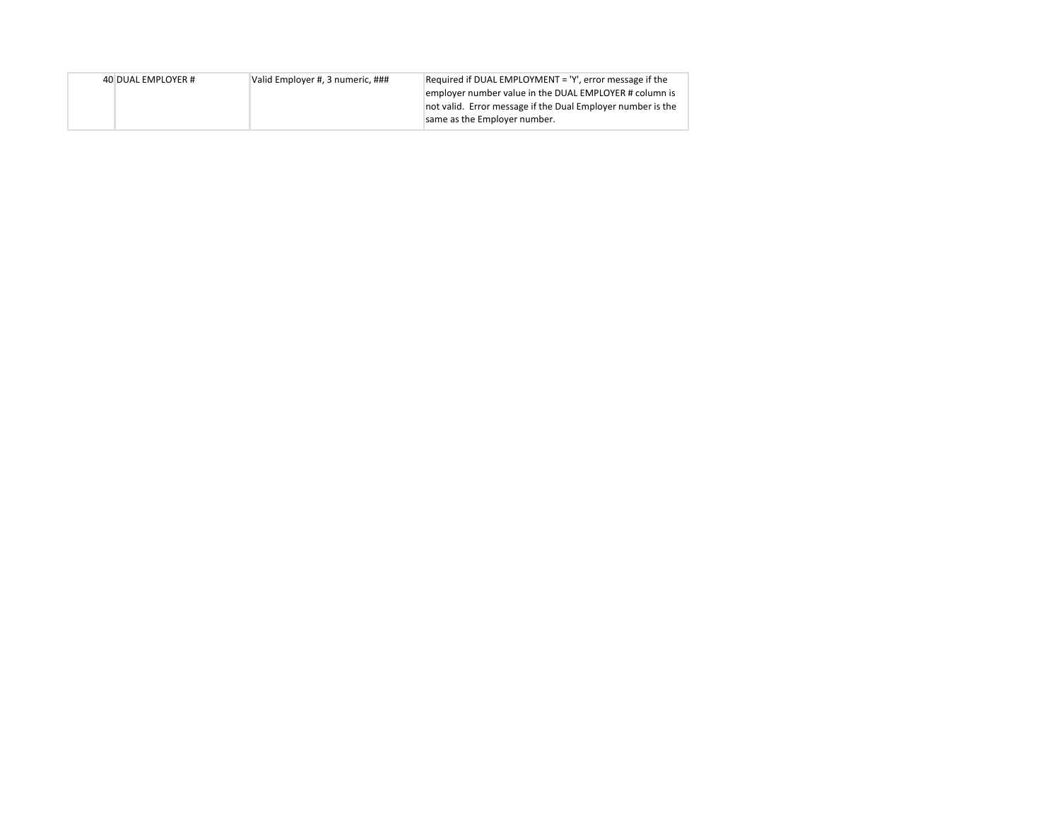| | | | |
|---|---|---|---|
| 40 | DUAL EMPLOYER # | Valid Employer #, 3 numeric, ### | Required if DUAL EMPLOYMENT = 'Y', error message if the employer number value in the DUAL EMPLOYER # column is not valid. Error message if the Dual Employer number is the same as the Employer number. |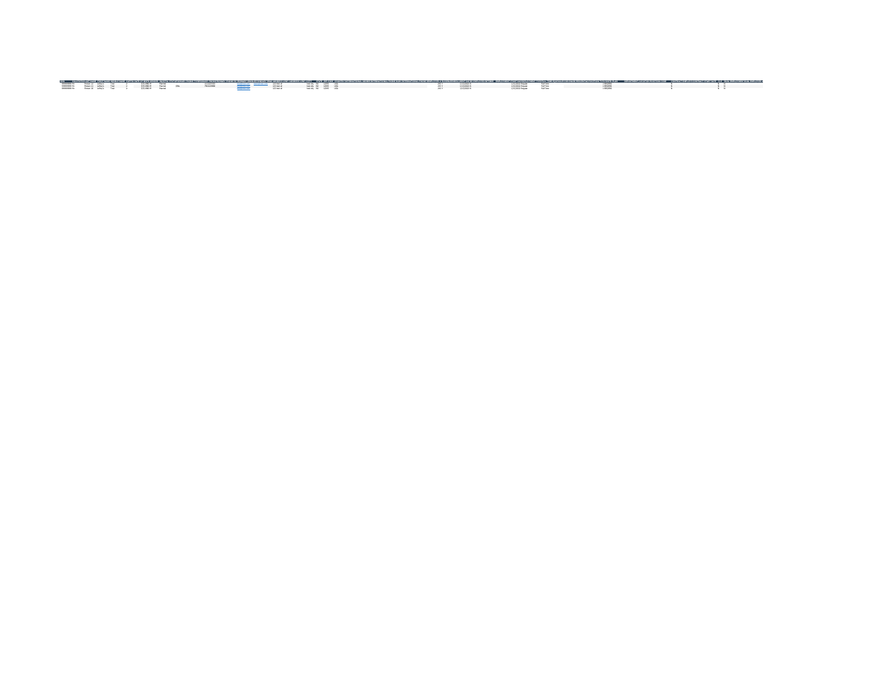| SSN | EMPLOYEE ID | LAST NAME | FIRST NAME | MIDDLE NAME | SUFFIX | DATE OF BIRTH | GENDER | MARITAL STATUS | PRIMARY PHONE TYPE | PRIMARY PHONE | PRIMARY PHONE EXT | PRIMARY EMAIL | SECONDARY EMAIL | ADDRESS LINE 1 | ADDRESS LINE 2 | CITY | STATE | ZIP CODE | COUNTRY | INTERNATIONAL ADDRESS | INTERNATIONAL PHONE NUM | INTERNATIONAL PHONE EXT | EMPLOYEE # | ELIGIBLE | ENROLLMENT DATE | OPTED OUT | EMPLOYMENT START DATE | EMPLOYMENT TYPE | FULL TIME EQUIVALENT | PAYROLL | POSITION TYPE | PAY PLAN | DEPARTMENT/LOCATION | POSITION CODE | CONTRACT EMPLOYEE | CONTRACT START DATE | CO | DUAL EMPLOYMENT | DUAL EMPLOYER |
|---|---|---|---|---|---|---|---|---|---|---|---|---|---|---|---|---|---|---|---|---|---|---|---|---|---|---|---|---|---|---|---|---|---|---|---|---|---|---|---|
| 999999999 | Hr | Person 12 | LeRoy's | Test | D | 5/5/1980 | M | Married | | 1111111111 | | test@mail.com | test@mail.com | 123 test st | | test city | NV | 12345 | USA | | | | 240 | Y | 1/1/2022 | N | 1/1/2022 | Regular | Full Time | | | 1005050 | | | N | | | N | N |
| 999999999 | Hr | Person 11 | LeRoy's | Test | D | 5/5/1980 | M | Married | CELL | 7702229999 | | test@mail.com | | 123 test st | | test city | NV | 12345 | USA | | | | 240 | Y | 1/1/2022 | N | 1/1/2022 | Regular | Full Time | | | 1005050 | | | N | | | N | N |
| 999999999 | Hr | Person 10 | LeRoy's | Test | D | 5/5/1980 | M | Married | | | | test@mail.com | | 123 test st | | test city | NV | 12345 | USA | | | | 240 | Y | 1/1/2022 | N | 1/1/2022 | Regular | Full Time | | | 1005050 | | | N | | | N | N |